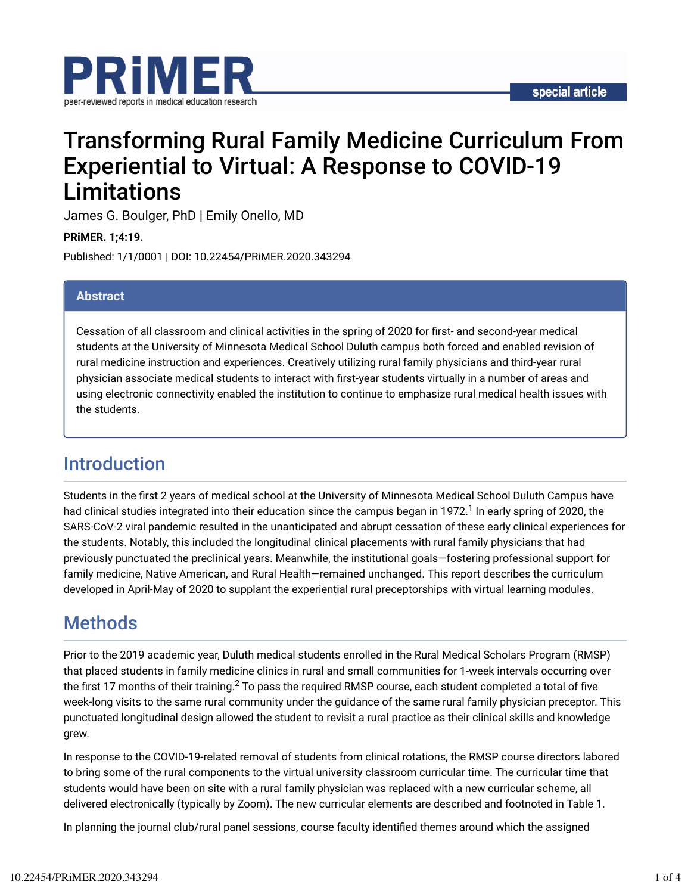# Transforming Rural Family Medicine Curriculum From Experiential to Virtual: A Response to COVID-19 Limitations

James G. Boulger, PhD | Emily Onello, MD

**PRiMER. 1;4:19.**

Published: 1/1/0001 | DOI: 10.22454/PRiMER.2020.343294

## Abstract

Cessation of all classroom and clinical activities in the spring of 2020 for first- and second-year medical students at the University of Minnesota Medical School Duluth campus both forced and enabled revision of rural medicine instruction and experiences. Creatively utilizing rural family physicians and third-year rural physician associate medical students to interact with first-year students virtually in a number of areas and using electronic connectivity enabled the institution to continue to emphasize rural medical health issues with the students.

## Introduction

Students in the first 2 years of medical school at the University of Minnesota Medical School Duluth Campus have had clinical studies integrated into their education since the campus began in 1972.[1] In early spring of 2020, the SARS-CoV-2 viral pandemic resulted in the unanticipated and abrupt cessation of these early clinical experiences for the students. Notably, this included the longitudinal clinical placements with rural family physicians that had previously punctuated the preclinical years. Meanwhile, the institutional goals—fostering professional support for family medicine, Native American, and Rural Health—remained unchanged. This report describes the curriculum developed in April-May of 2020 to supplant the experiential rural preceptorships with virtual learning modules.

## Methods

Prior to the 2019 academic year, Duluth medical students enrolled in the Rural Medical Scholars Program (RMSP) that placed students in family medicine clinics in rural and small communities for 1-week intervals occurring over the first 17 months of their training.[2] To pass the required RMSP course, each student completed a total of five week-long visits to the same rural community under the guidance of the same rural family physician preceptor. This punctuated longitudinal design allowed the student to revisit a rural practice as their clinical skills and knowledge grew.

In response to the COVID-19-related removal of students from clinical rotations, the RMSP course directors labored to bring some of the rural components to the virtual university classroom curricular time. The curricular time that students would have been on site with a rural family physician was replaced with a new curricular scheme, all delivered electronically (typically by Zoom). The new curricular elements are described and footnoted in Table 1.

In planning the journal club/rural panel sessions, course faculty identified themes around which the assigned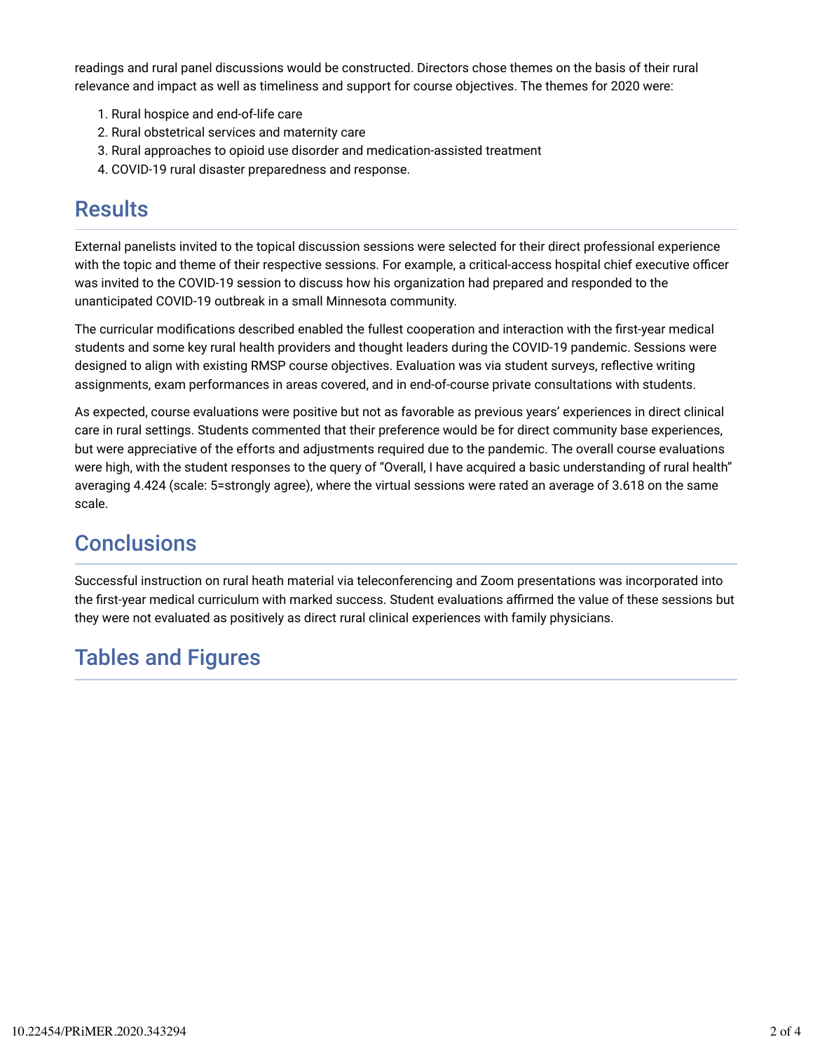readings and rural panel discussions would be constructed. Directors chose themes on the basis of their rural relevance and impact as well as timeliness and support for course objectives. The themes for 2020 were:

1. Rural hospice and end-of-life care
2. Rural obstetrical services and maternity care
3. Rural approaches to opioid use disorder and medication-assisted treatment
4. COVID-19 rural disaster preparedness and response.

## Results

External panelists invited to the topical discussion sessions were selected for their direct professional experience with the topic and theme of their respective sessions. For example, a critical-access hospital chief executive officer was invited to the COVID-19 session to discuss how his organization had prepared and responded to the unanticipated COVID-19 outbreak in a small Minnesota community.

The curricular modifications described enabled the fullest cooperation and interaction with the first-year medical students and some key rural health providers and thought leaders during the COVID-19 pandemic. Sessions were designed to align with existing RMSP course objectives. Evaluation was via student surveys, reflective writing assignments, exam performances in areas covered, and in end-of-course private consultations with students.

As expected, course evaluations were positive but not as favorable as previous years' experiences in direct clinical care in rural settings. Students commented that their preference would be for direct community base experiences, but were appreciative of the efforts and adjustments required due to the pandemic. The overall course evaluations were high, with the student responses to the query of "Overall, I have acquired a basic understanding of rural health" averaging 4.424 (scale: 5=strongly agree), where the virtual sessions were rated an average of 3.618 on the same scale.

## Conclusions

Successful instruction on rural heath material via teleconferencing and Zoom presentations was incorporated into the first-year medical curriculum with marked success. Student evaluations affirmed the value of these sessions but they were not evaluated as positively as direct rural clinical experiences with family physicians.

## Tables and Figures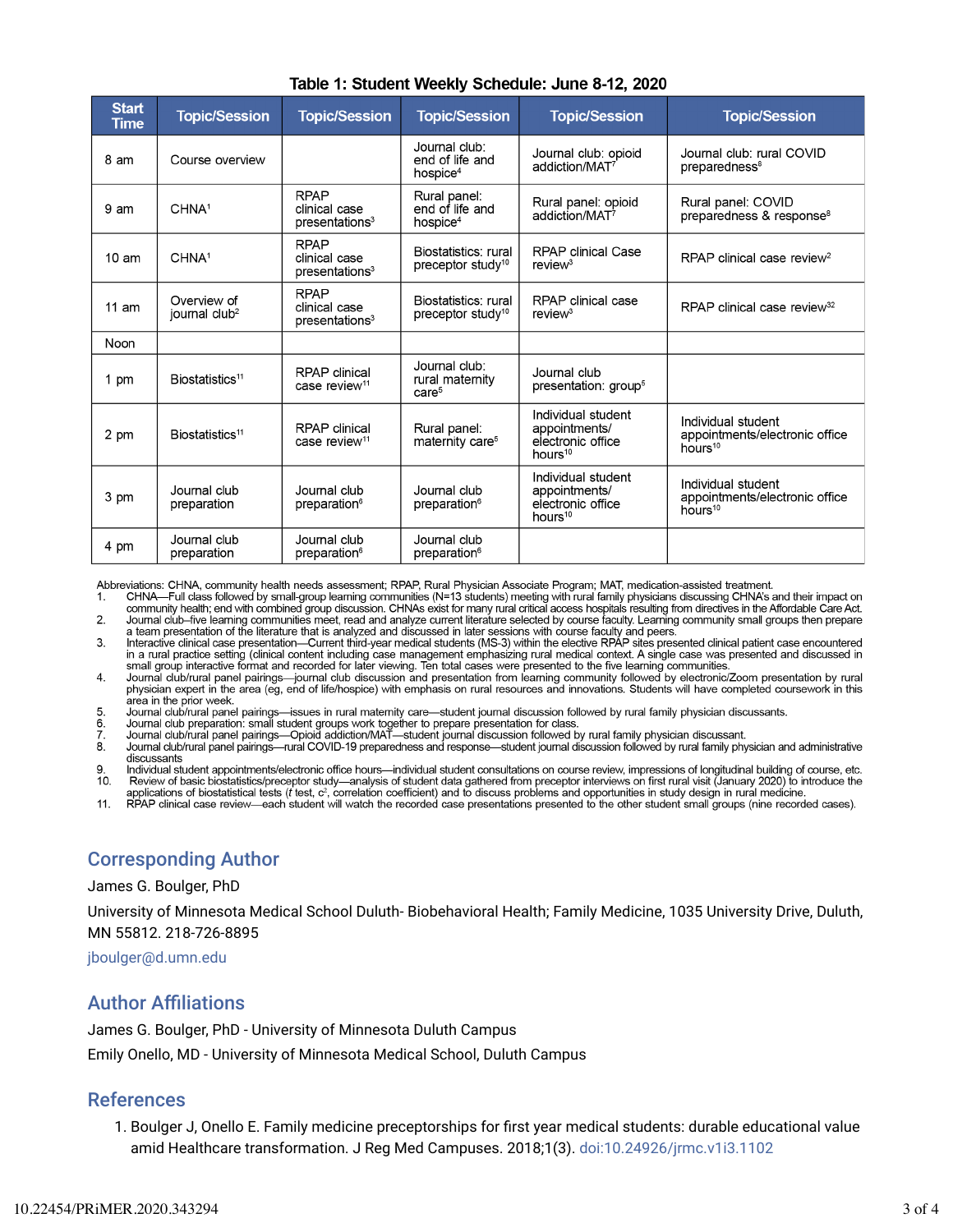**Table 1: Student Weekly Schedule: June 8-12, 2020**

| Start Time | Topic/Session | Topic/Session | Topic/Session | Topic/Session | Topic/Session |
|---|---|---|---|---|---|
| 8 am | Course overview | | Journal club: end of life and hospice[4] | Journal club: opioid addiction/MAT[7] | Journal club: rural COVID preparedness[8] |
| 9 am | CHNA[1] | RPAP clinical case presentations[3] | Rural panel: end of life and hospice[4] | Rural panel: opioid addiction/MAT[7] | Rural panel: COVID preparedness & response[8] |
| 10 am | CHNA[1] | RPAP clinical case presentations[3] | Biostatistics: rural preceptor study[10] | RPAP clinical Case review[3] | RPAP clinical case review[2] |
| 11 am | Overview of journal club[2] | RPAP clinical case presentations[3] | Biostatistics: rural preceptor study[10] | RPAP clinical case review[3] | RPAP clinical case review[32] |
| Noon | | | | | |
| 1 pm | Biostatistics[11] | RPAP clinical case review[11] | Journal club: rural maternity care[5] | Journal club presentation: group[5] | |
| 2 pm | Biostatistics[11] | RPAP clinical case review[11] | Rural panel: maternity care[6] | Individual student appointments/ electronic office hours[10] | Individual student appointments/electronic office hours[10] |
| 3 pm | Journal club preparation | Journal club preparation[6] | Journal club preparation[6] | Individual student appointments/ electronic office hours[10] | Individual student appointments/electronic office hours[10] |
| 4 pm | Journal club preparation | Journal club preparation[6] | Journal club preparation[6] | | |

Abbreviations: CHNA, community health needs assessment; RPAP, Rural Physician Associate Program; MAT, medication-assisted treatment.

1. CHNA—Full class followed by small-group learning communities (N=13 students) meeting with rural family physicians discussing CHNA's and their impact on community health; end with combined group discussion. CHNAs exist for many rural critical access hospitals resulting from directives in the Affordable Care Act.
2. Journal club–five learning communities meet, read and analyze current literature selected by course faculty. Learning community small groups then prepare a team presentation of the literature that is analyzed and discussed in later sessions with course faculty and peers.
3. Interactive clinical case presentation—Current third-year medical students (MS-3) within the elective RPAP sites presented clinical patient case encountered in a rural practice setting (clinical content including case management emphasizing rural medical context. A single case was presented and discussed in small group interactive format and recorded for later viewing. Ten total cases were presented to the five learning communities.
4. Journal club/rural panel pairings—journal club discussion and presentation from learning community followed by electronic/Zoom presentation by rural physician expert in the area (eg, end of life/hospice) with emphasis on rural resources and innovations. Students will have completed coursework in this area in the prior week.
5. Journal club/rural panel pairings—issues in rural maternity care—student journal discussion followed by rural family physician discussants.
6. Journal club preparation: small student groups work together to prepare presentation for class.
7. Journal club/rural panel pairings—Opioid addiction/MAT—student journal discussion followed by rural family physician discussant.
8. Journal club/rural panel pairings—rural COVID-19 preparedness and response—student journal discussion followed by rural family physician and administrative discussants
9. Individual student appointments/electronic office hours—individual student consultations on course review, impressions of longitudinal building of course, etc.
10. Review of basic biostatistics/preceptor study—analysis of student data gathered from preceptor interviews on first rural visit (January 2020) to introduce the applications of biostatistical tests (*t* test, $c^2$, correlation coefficient) and to discuss problems and opportunities in study design in rural medicine.
11. RPAP clinical case review—each student will watch the recorded case presentations presented to the other student small groups (nine recorded cases).

## Corresponding Author

James G. Boulger, PhD

University of Minnesota Medical School Duluth- Biobehavioral Health; Family Medicine, 1035 University Drive, Duluth, MN 55812. 218-726-8895

jboulger@d.umn.edu

## Author Affiliations

James G. Boulger, PhD - University of Minnesota Duluth Campus

Emily Onello, MD - University of Minnesota Medical School, Duluth Campus

## References

1. Boulger J, Onello E. Family medicine preceptorships for first year medical students: durable educational value amid Healthcare transformation. J Reg Med Campuses. 2018;1(3). doi:10.24926/jrmc.v1i3.1102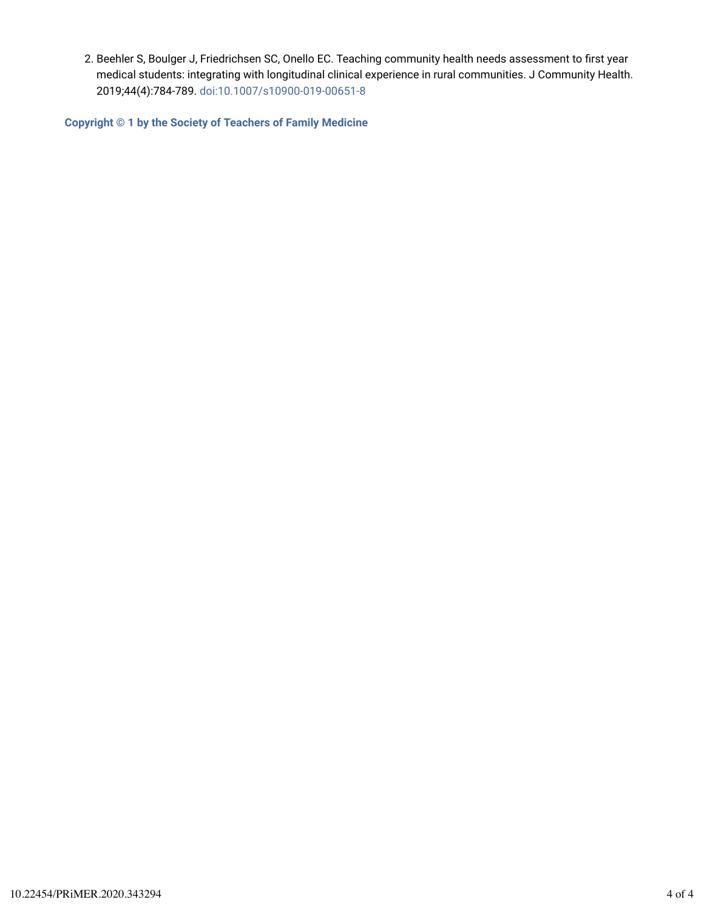2. Beehler S, Boulger J, Friedrichsen SC, Onello EC. Teaching community health needs assessment to first year medical students: integrating with longitudinal clinical experience in rural communities. J Community Health. 2019;44(4):784-789. doi:10.1007/s10900-019-00651-8

**Copyright © 1 by the Society of Teachers of Family Medicine**